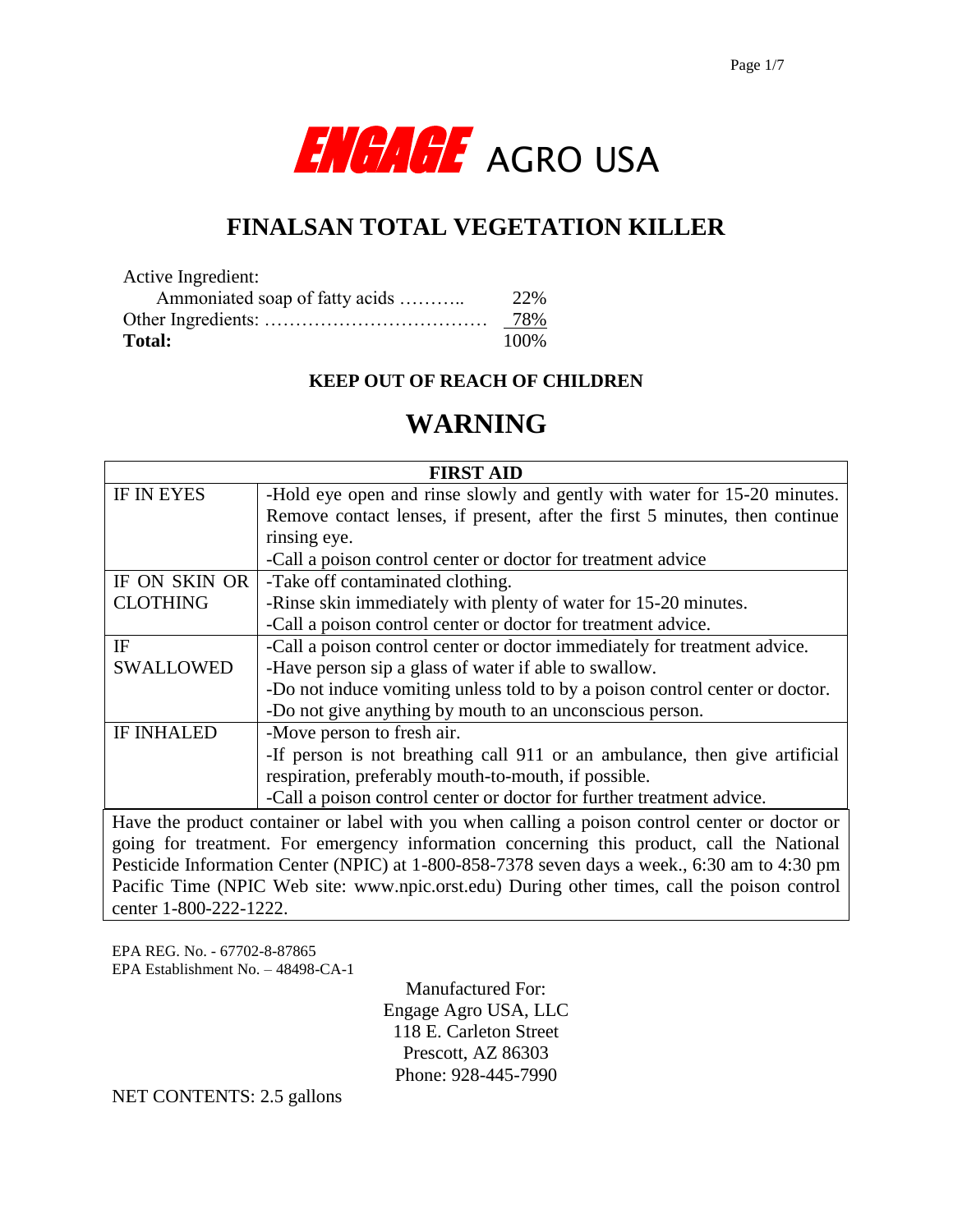# ENGAGE AGRO USA

## FINALSAN TOTAL VEGETATION KILLER

| Active Ingredient: | |
|---|---|
| Ammoniated soap of fatty acids ……….. | 22% |
| Other Ingredients: ……………………………… | 78% |
| **Total:** | 100% |

**KEEP OUT OF REACH OF CHILDREN**

# WARNING

| FIRST AID | |
|---|---|
| IF IN EYES | -Hold eye open and rinse slowly and gently with water for 15-20 minutes. Remove contact lenses, if present, after the first 5 minutes, then continue rinsing eye.<br>-Call a poison control center or doctor for treatment advice |
| IF ON SKIN OR CLOTHING | -Take off contaminated clothing.<br>-Rinse skin immediately with plenty of water for 15-20 minutes.<br>-Call a poison control center or doctor for treatment advice. |
| IF SWALLOWED | -Call a poison control center or doctor immediately for treatment advice.<br>-Have person sip a glass of water if able to swallow.<br>-Do not induce vomiting unless told to by a poison control center or doctor.<br>-Do not give anything by mouth to an unconscious person. |
| IF INHALED | -Move person to fresh air.<br>-If person is not breathing call 911 or an ambulance, then give artificial respiration, preferably mouth-to-mouth, if possible.<br>-Call a poison control center or doctor for further treatment advice. |

Have the product container or label with you when calling a poison control center or doctor or going for treatment. For emergency information concerning this product, call the National Pesticide Information Center (NPIC) at 1-800-858-7378 seven days a week., 6:30 am to 4:30 pm Pacific Time (NPIC Web site: www.npic.orst.edu) During other times, call the poison control center 1-800-222-1222.

EPA REG. No. - 67702-8-87865
EPA Establishment No. – 48498-CA-1

Manufactured For:
Engage Agro USA, LLC
118 E. Carleton Street
Prescott, AZ 86303
Phone: 928-445-7990

NET CONTENTS: 2.5 gallons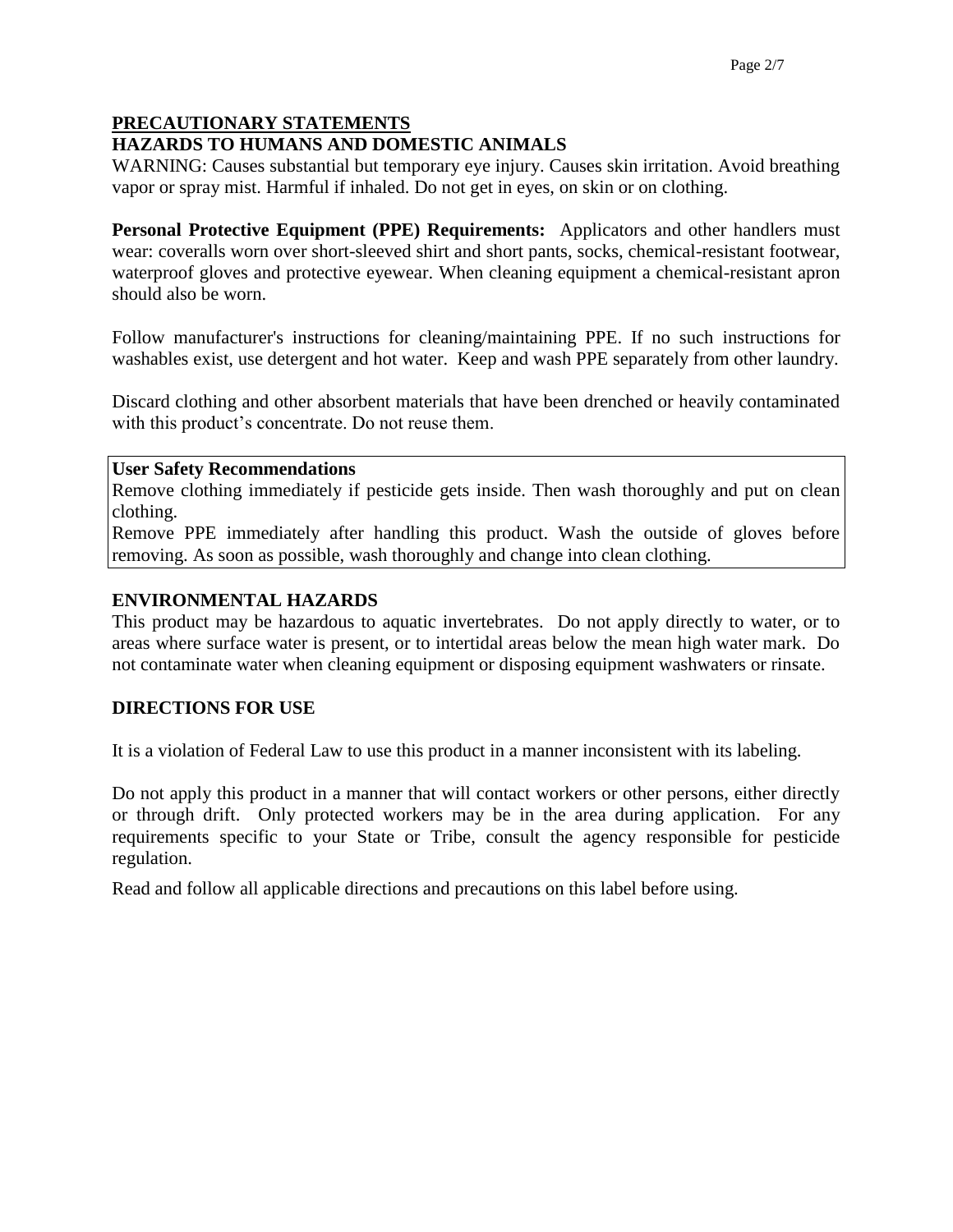## PRECAUTIONARY STATEMENTS

### HAZARDS TO HUMANS AND DOMESTIC ANIMALS

WARNING: Causes substantial but temporary eye injury. Causes skin irritation. Avoid breathing vapor or spray mist. Harmful if inhaled. Do not get in eyes, on skin or on clothing.

**Personal Protective Equipment (PPE) Requirements:** Applicators and other handlers must wear: coveralls worn over short-sleeved shirt and short pants, socks, chemical-resistant footwear, waterproof gloves and protective eyewear. When cleaning equipment a chemical-resistant apron should also be worn.

Follow manufacturer's instructions for cleaning/maintaining PPE. If no such instructions for washables exist, use detergent and hot water. Keep and wash PPE separately from other laundry.

Discard clothing and other absorbent materials that have been drenched or heavily contaminated with this product's concentrate. Do not reuse them.

**User Safety Recommendations**

Remove clothing immediately if pesticide gets inside. Then wash thoroughly and put on clean clothing.

Remove PPE immediately after handling this product. Wash the outside of gloves before removing. As soon as possible, wash thoroughly and change into clean clothing.

### ENVIRONMENTAL HAZARDS

This product may be hazardous to aquatic invertebrates. Do not apply directly to water, or to areas where surface water is present, or to intertidal areas below the mean high water mark. Do not contaminate water when cleaning equipment or disposing equipment washwaters or rinsate.

### DIRECTIONS FOR USE

It is a violation of Federal Law to use this product in a manner inconsistent with its labeling.

Do not apply this product in a manner that will contact workers or other persons, either directly or through drift. Only protected workers may be in the area during application. For any requirements specific to your State or Tribe, consult the agency responsible for pesticide regulation.

Read and follow all applicable directions and precautions on this label before using.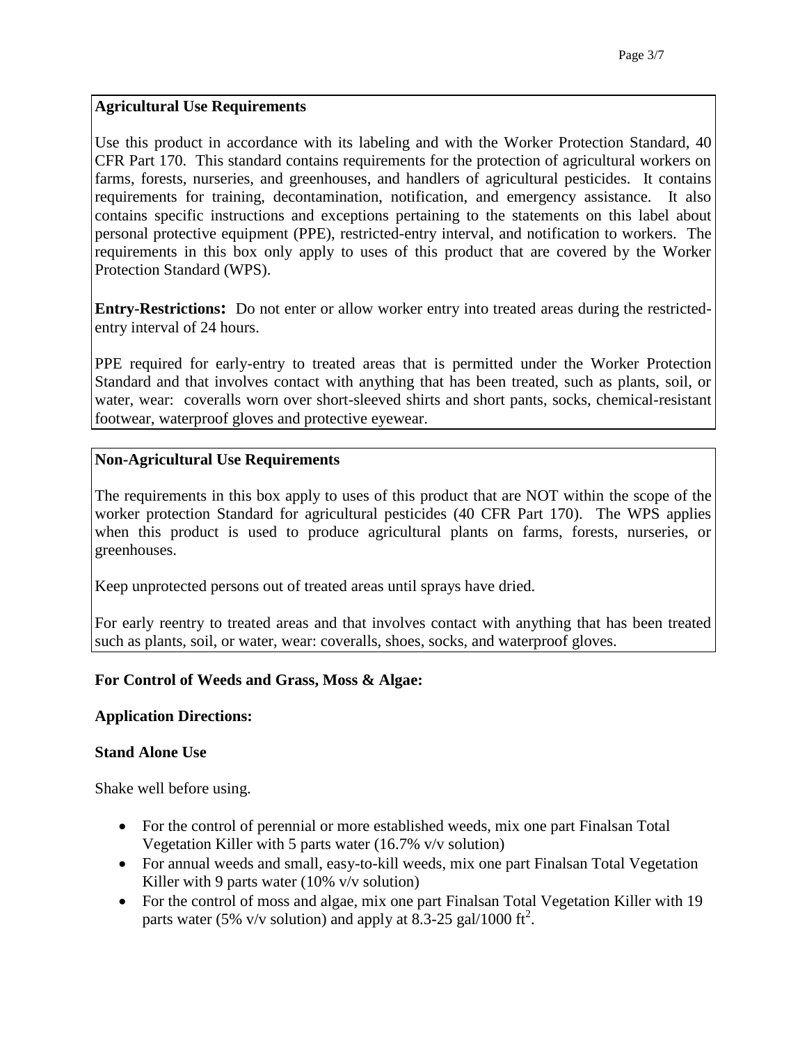**Agricultural Use Requirements**

Use this product in accordance with its labeling and with the Worker Protection Standard, 40 CFR Part 170. This standard contains requirements for the protection of agricultural workers on farms, forests, nurseries, and greenhouses, and handlers of agricultural pesticides. It contains requirements for training, decontamination, notification, and emergency assistance. It also contains specific instructions and exceptions pertaining to the statements on this label about personal protective equipment (PPE), restricted-entry interval, and notification to workers. The requirements in this box only apply to uses of this product that are covered by the Worker Protection Standard (WPS).

**Entry-Restrictions:** Do not enter or allow worker entry into treated areas during the restricted-entry interval of 24 hours.

PPE required for early-entry to treated areas that is permitted under the Worker Protection Standard and that involves contact with anything that has been treated, such as plants, soil, or water, wear: coveralls worn over short-sleeved shirts and short pants, socks, chemical-resistant footwear, waterproof gloves and protective eyewear.

**Non-Agricultural Use Requirements**

The requirements in this box apply to uses of this product that are NOT within the scope of the worker protection Standard for agricultural pesticides (40 CFR Part 170). The WPS applies when this product is used to produce agricultural plants on farms, forests, nurseries, or greenhouses.

Keep unprotected persons out of treated areas until sprays have dried.

For early reentry to treated areas and that involves contact with anything that has been treated such as plants, soil, or water, wear: coveralls, shoes, socks, and waterproof gloves.

**For Control of Weeds and Grass, Moss & Algae:**

**Application Directions:**

**Stand Alone Use**

Shake well before using.

- For the control of perennial or more established weeds, mix one part Finalsan Total Vegetation Killer with 5 parts water (16.7% v/v solution)
- For annual weeds and small, easy-to-kill weeds, mix one part Finalsan Total Vegetation Killer with 9 parts water (10% v/v solution)
- For the control of moss and algae, mix one part Finalsan Total Vegetation Killer with 19 parts water (5% v/v solution) and apply at 8.3-25 gal/1000 $ft^2$.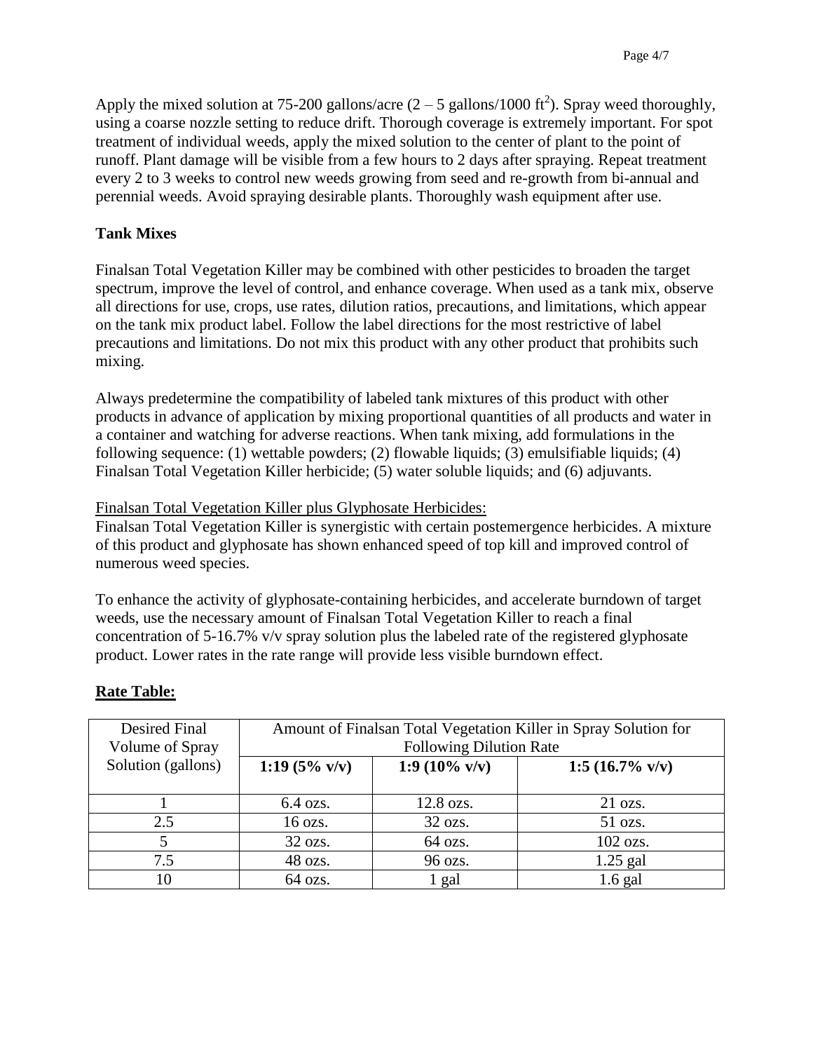Apply the mixed solution at 75-200 gallons/acre (2 – 5 gallons/1000 $ft^2$). Spray weed thoroughly, using a coarse nozzle setting to reduce drift. Thorough coverage is extremely important. For spot treatment of individual weeds, apply the mixed solution to the center of plant to the point of runoff. Plant damage will be visible from a few hours to 2 days after spraying. Repeat treatment every 2 to 3 weeks to control new weeds growing from seed and re-growth from bi-annual and perennial weeds. Avoid spraying desirable plants. Thoroughly wash equipment after use.

**Tank Mixes**

Finalsan Total Vegetation Killer may be combined with other pesticides to broaden the target spectrum, improve the level of control, and enhance coverage. When used as a tank mix, observe all directions for use, crops, use rates, dilution ratios, precautions, and limitations, which appear on the tank mix product label. Follow the label directions for the most restrictive of label precautions and limitations. Do not mix this product with any other product that prohibits such mixing.

Always predetermine the compatibility of labeled tank mixtures of this product with other products in advance of application by mixing proportional quantities of all products and water in a container and watching for adverse reactions. When tank mixing, add formulations in the following sequence: (1) wettable powders; (2) flowable liquids; (3) emulsifiable liquids; (4) Finalsan Total Vegetation Killer herbicide; (5) water soluble liquids; and (6) adjuvants.

Finalsan Total Vegetation Killer plus Glyphosate Herbicides:
Finalsan Total Vegetation Killer is synergistic with certain postemergence herbicides. A mixture of this product and glyphosate has shown enhanced speed of top kill and improved control of numerous weed species.

To enhance the activity of glyphosate-containing herbicides, and accelerate burndown of target weeds, use the necessary amount of Finalsan Total Vegetation Killer to reach a final concentration of 5-16.7% v/v spray solution plus the labeled rate of the registered glyphosate product. Lower rates in the rate range will provide less visible burndown effect.

**Rate Table:**

| Desired Final Volume of Spray Solution (gallons) | Amount of Finalsan Total Vegetation Killer in Spray Solution for Following Dilution Rate | | |
|---|---|---|---|
| | **1:19 (5% v/v)** | **1:9 (10% v/v)** | **1:5 (16.7% v/v)** |
| 1 | 6.4 ozs. | 12.8 ozs. | 21 ozs. |
| 2.5 | 16 ozs. | 32 ozs. | 51 ozs. |
| 5 | 32 ozs. | 64 ozs. | 102 ozs. |
| 7.5 | 48 ozs. | 96 ozs. | 1.25 gal |
| 10 | 64 ozs. | 1 gal | 1.6 gal |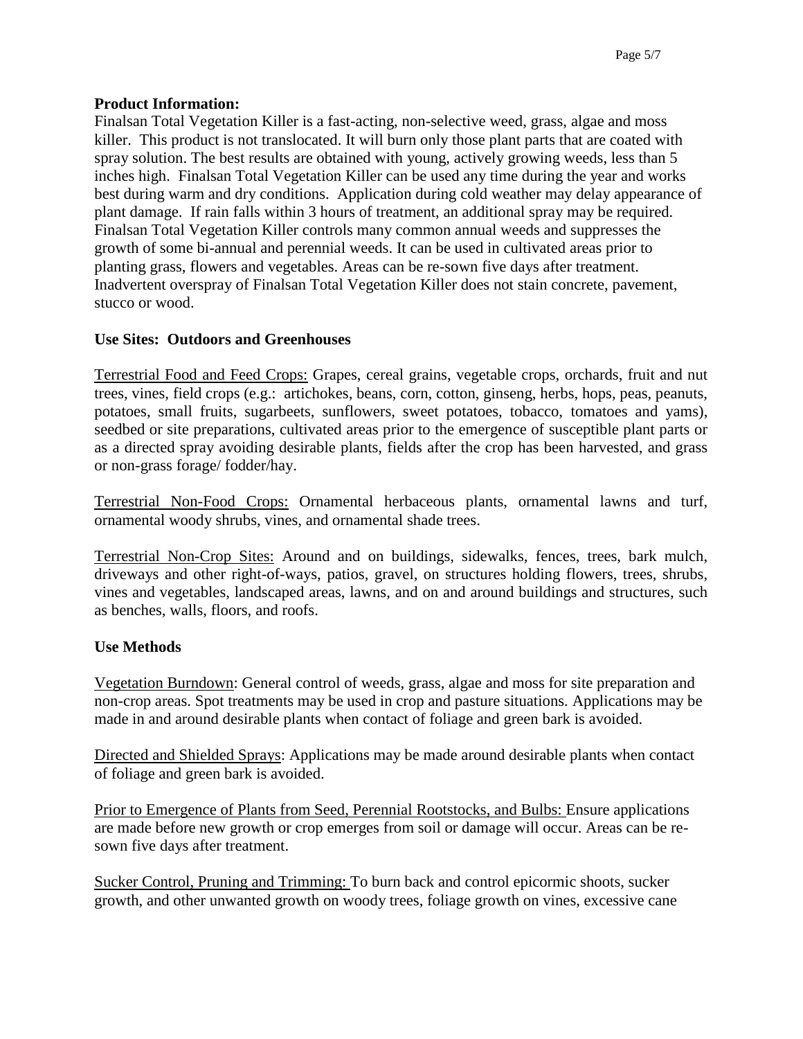**Product Information:**

Finalsan Total Vegetation Killer is a fast-acting, non-selective weed, grass, algae and moss killer. This product is not translocated. It will burn only those plant parts that are coated with spray solution. The best results are obtained with young, actively growing weeds, less than 5 inches high. Finalsan Total Vegetation Killer can be used any time during the year and works best during warm and dry conditions. Application during cold weather may delay appearance of plant damage. If rain falls within 3 hours of treatment, an additional spray may be required. Finalsan Total Vegetation Killer controls many common annual weeds and suppresses the growth of some bi-annual and perennial weeds. It can be used in cultivated areas prior to planting grass, flowers and vegetables. Areas can be re-sown five days after treatment. Inadvertent overspray of Finalsan Total Vegetation Killer does not stain concrete, pavement, stucco or wood.

**Use Sites: Outdoors and Greenhouses**

Terrestrial Food and Feed Crops: Grapes, cereal grains, vegetable crops, orchards, fruit and nut trees, vines, field crops (e.g.: artichokes, beans, corn, cotton, ginseng, herbs, hops, peas, peanuts, potatoes, small fruits, sugarbeets, sunflowers, sweet potatoes, tobacco, tomatoes and yams), seedbed or site preparations, cultivated areas prior to the emergence of susceptible plant parts or as a directed spray avoiding desirable plants, fields after the crop has been harvested, and grass or non-grass forage/ fodder/hay.

Terrestrial Non-Food Crops: Ornamental herbaceous plants, ornamental lawns and turf, ornamental woody shrubs, vines, and ornamental shade trees.

Terrestrial Non-Crop Sites: Around and on buildings, sidewalks, fences, trees, bark mulch, driveways and other right-of-ways, patios, gravel, on structures holding flowers, trees, shrubs, vines and vegetables, landscaped areas, lawns, and on and around buildings and structures, such as benches, walls, floors, and roofs.

**Use Methods**

Vegetation Burndown: General control of weeds, grass, algae and moss for site preparation and non-crop areas. Spot treatments may be used in crop and pasture situations. Applications may be made in and around desirable plants when contact of foliage and green bark is avoided.

Directed and Shielded Sprays: Applications may be made around desirable plants when contact of foliage and green bark is avoided.

Prior to Emergence of Plants from Seed, Perennial Rootstocks, and Bulbs: Ensure applications are made before new growth or crop emerges from soil or damage will occur. Areas can be re-sown five days after treatment.

Sucker Control, Pruning and Trimming: To burn back and control epicormic shoots, sucker growth, and other unwanted growth on woody trees, foliage growth on vines, excessive cane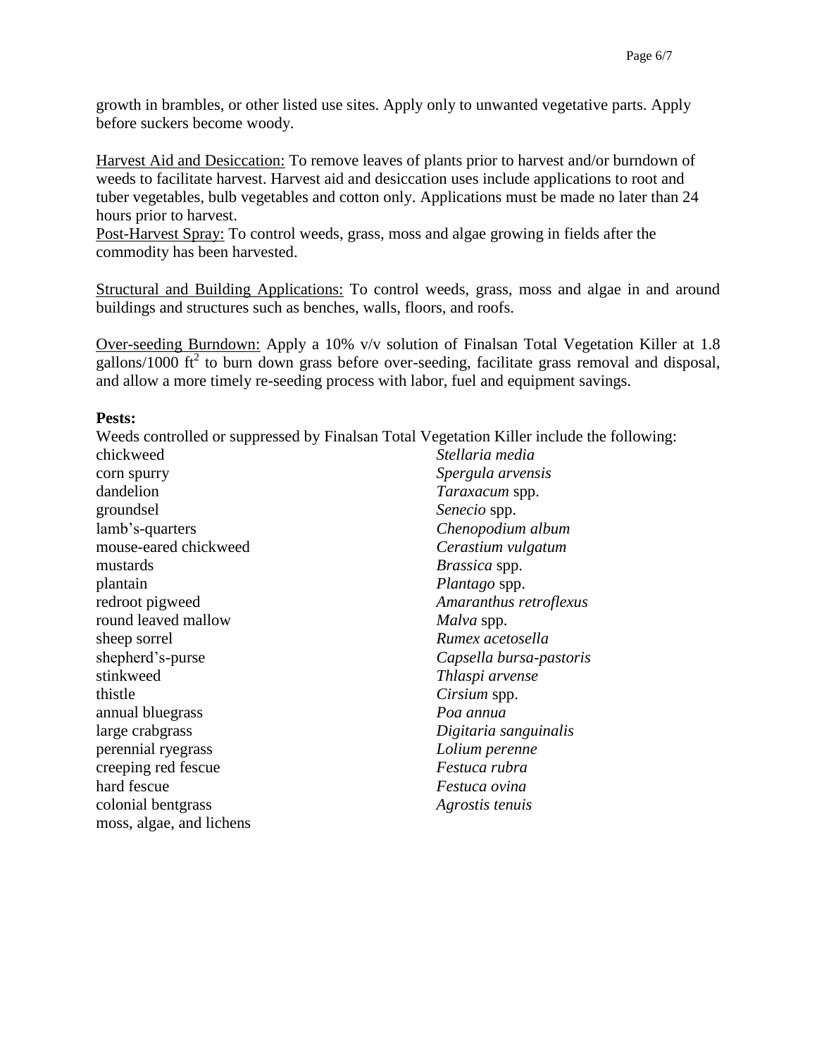growth in brambles, or other listed use sites. Apply only to unwanted vegetative parts. Apply before suckers become woody.

Harvest Aid and Desiccation: To remove leaves of plants prior to harvest and/or burndown of weeds to facilitate harvest. Harvest aid and desiccation uses include applications to root and tuber vegetables, bulb vegetables and cotton only. Applications must be made no later than 24 hours prior to harvest.

Post-Harvest Spray: To control weeds, grass, moss and algae growing in fields after the commodity has been harvested.

Structural and Building Applications: To control weeds, grass, moss and algae in and around buildings and structures such as benches, walls, floors, and roofs.

Over-seeding Burndown: Apply a 10% v/v solution of Finalsan Total Vegetation Killer at 1.8 gallons/1000 $ft^2$ to burn down grass before over-seeding, facilitate grass removal and disposal, and allow a more timely re-seeding process with labor, fuel and equipment savings.

**Pests:**

Weeds controlled or suppressed by Finalsan Total Vegetation Killer include the following:

| | |
|---|---|
| chickweed | *Stellaria media* |
| corn spurry | *Spergula arvensis* |
| dandelion | *Taraxacum* spp. |
| groundsel | *Senecio* spp. |
| lamb's-quarters | *Chenopodium album* |
| mouse-eared chickweed | *Cerastium vulgatum* |
| mustards | *Brassica* spp. |
| plantain | *Plantago* spp. |
| redroot pigweed | *Amaranthus retroflexus* |
| round leaved mallow | *Malva* spp. |
| sheep sorrel | *Rumex acetosella* |
| shepherd's-purse | *Capsella bursa-pastoris* |
| stinkweed | *Thlaspi arvense* |
| thistle | *Cirsium* spp. |
| annual bluegrass | *Poa annua* |
| large crabgrass | *Digitaria sanguinalis* |
| perennial ryegrass | *Lolium perenne* |
| creeping red fescue | *Festuca rubra* |
| hard fescue | *Festuca ovina* |
| colonial bentgrass | *Agrostis tenuis* |
| moss, algae, and lichens | |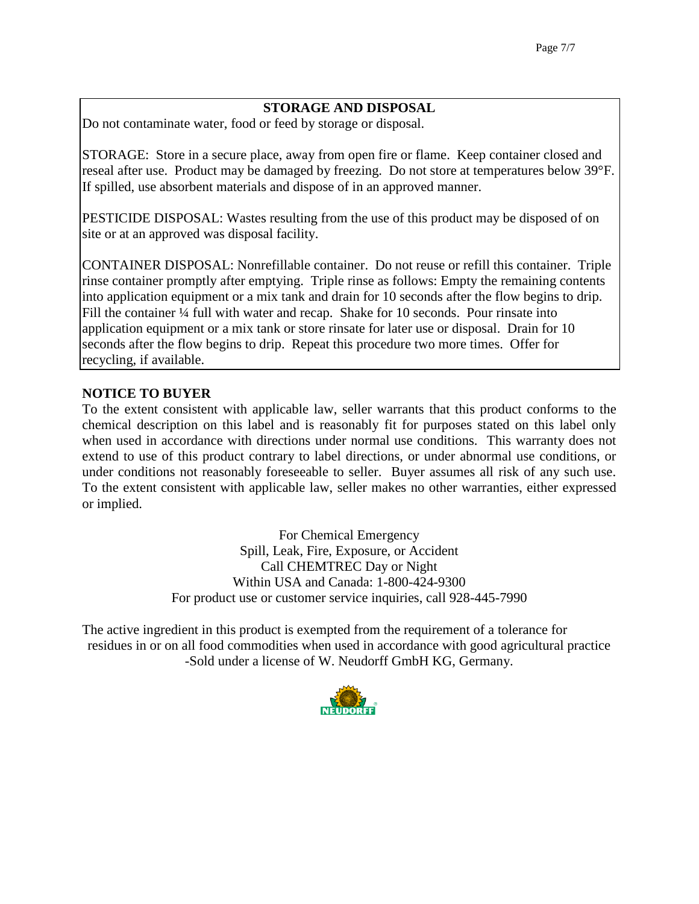## STORAGE AND DISPOSAL

Do not contaminate water, food or feed by storage or disposal.

STORAGE: Store in a secure place, away from open fire or flame. Keep container closed and reseal after use. Product may be damaged by freezing. Do not store at temperatures below 39°F. If spilled, use absorbent materials and dispose of in an approved manner.

PESTICIDE DISPOSAL: Wastes resulting from the use of this product may be disposed of on site or at an approved was disposal facility.

CONTAINER DISPOSAL: Nonrefillable container. Do not reuse or refill this container. Triple rinse container promptly after emptying. Triple rinse as follows: Empty the remaining contents into application equipment or a mix tank and drain for 10 seconds after the flow begins to drip. Fill the container ¼ full with water and recap. Shake for 10 seconds. Pour rinsate into application equipment or a mix tank or store rinsate for later use or disposal. Drain for 10 seconds after the flow begins to drip. Repeat this procedure two more times. Offer for recycling, if available.

**NOTICE TO BUYER**

To the extent consistent with applicable law, seller warrants that this product conforms to the chemical description on this label and is reasonably fit for purposes stated on this label only when used in accordance with directions under normal use conditions. This warranty does not extend to use of this product contrary to label directions, or under abnormal use conditions, or under conditions not reasonably foreseeable to seller. Buyer assumes all risk of any such use. To the extent consistent with applicable law, seller makes no other warranties, either expressed or implied.

For Chemical Emergency
Spill, Leak, Fire, Exposure, or Accident
Call CHEMTREC Day or Night
Within USA and Canada: 1-800-424-9300
For product use or customer service inquiries, call 928-445-7990

The active ingredient in this product is exempted from the requirement of a tolerance for residues in or on all food commodities when used in accordance with good agricultural practice
-Sold under a license of W. Neudorff GmbH KG, Germany.

NEUDORFF®